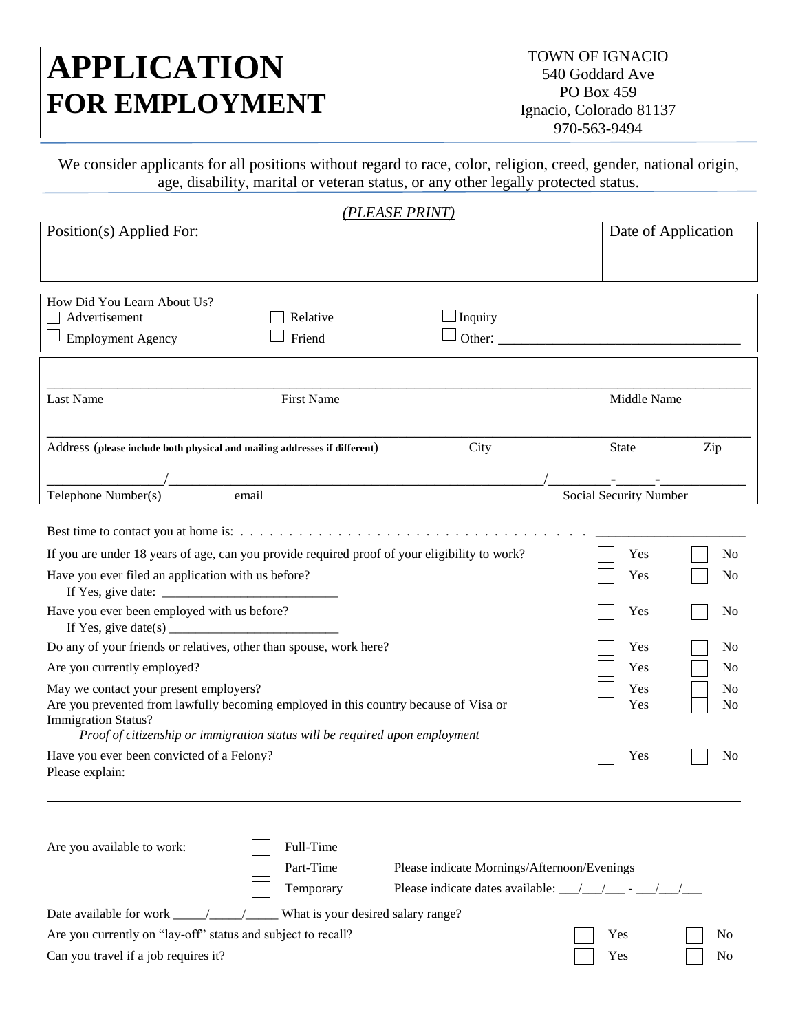# APPLICATION FOR EMPLOYMENT

TOWN OF IGNACIO
540 Goddard Ave
PO Box 459
Ignacio, Colorado 81137
970-563-9494

We consider applicants for all positions without regard to race, color, religion, creed, gender, national origin, age, disability, marital or veteran status, or any other legally protected status.

*(PLEASE PRINT)*

| Position(s) Applied For: | Date of Application |
|---|---|
| | |

How Did You Learn About Us?

- ☐ Advertisement ☐ Relative ☐ Inquiry
- ☐ Employment Agency ☐ Friend ☐ Other: ___________________________________

_______________________________________________________________________________

Last Name First Name Middle Name

_______________________________________________________________________________

Address (**please include both physical and mailing addresses if different**) City State Zip

________________/_______________________________________________/________-______-____________

Telephone Number(s) email Social Security Number

Best time to contact you at home is: . . . . . . . . . . . . . . . . . . . . . . . . . . . . . . . . . . ______________________

| | | |
|---|---|---|
| If you are under 18 years of age, can you provide required proof of your eligibility to work? | ☐ Yes | ☐ No |
| Have you ever filed an application with us before? If Yes, give date: __________________________ | ☐ Yes | ☐ No |
| Have you ever been employed with us before? If Yes, give date(s) __________________________ | ☐ Yes | ☐ No |
| Do any of your friends or relatives, other than spouse, work here? | ☐ Yes | ☐ No |
| Are you currently employed? | ☐ Yes | ☐ No |
| May we contact your present employers? | ☐ Yes | ☐ No |
| Are you prevented from lawfully becoming employed in this country because of Visa or Immigration Status? *Proof of citizenship or immigration status will be required upon employment* | ☐ Yes | ☐ No |
| Have you ever been convicted of a Felony? | ☐ Yes | ☐ No |

Please explain:

_______________________________________________________________________________

_______________________________________________________________________________

Are you available to work:

- ☐ Full-Time
- ☐ Part-Time Please indicate Mornings/Afternoon/Evenings
- ☐ Temporary Please indicate dates available: ___/___/___ - ___/___/___

Date available for work _____/_____/_____ What is your desired salary range?

| | | |
|---|---|---|
| Are you currently on "lay-off" status and subject to recall? | ☐ Yes | ☐ No |
| Can you travel if a job requires it? | ☐ Yes | ☐ No |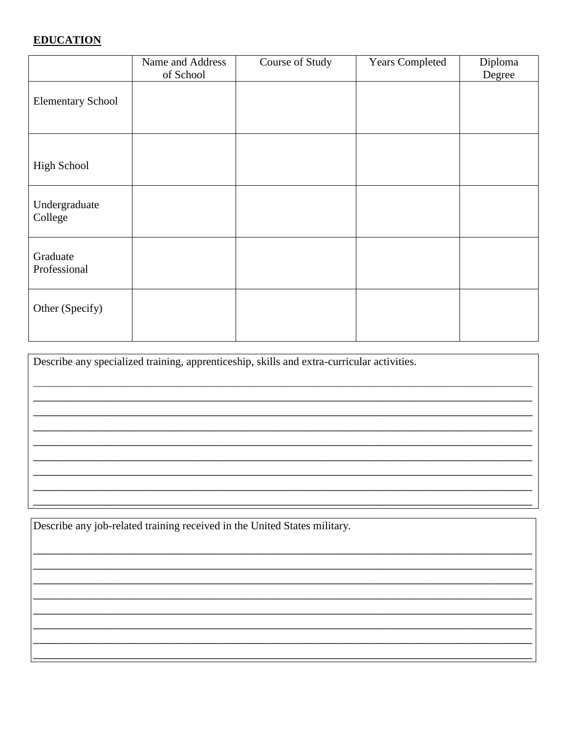**EDUCATION**

| | Name and Address of School | Course of Study | Years Completed | Diploma Degree |
|---|---|---|---|---|
| Elementary School | | | | |
| High School | | | | |
| Undergraduate College | | | | |
| Graduate Professional | | | | |
| Other (Specify) | | | | |

Describe any specialized training, apprenticeship, skills and extra-curricular activities.

\_\_\_\_\_\_\_\_\_\_\_\_\_\_\_\_\_\_\_\_\_\_\_\_\_\_\_\_\_\_\_\_\_\_\_\_\_\_\_\_\_\_\_\_\_\_\_\_\_\_\_\_\_\_\_\_\_\_\_\_\_\_\_\_\_\_\_\_\_\_\_\_\_\_\_\_\_\_\_\_\_\_\_\_\_\_\_\_\_\_\_\_\_

\_\_\_\_\_\_\_\_\_\_\_\_\_\_\_\_\_\_\_\_\_\_\_\_\_\_\_\_\_\_\_\_\_\_\_\_\_\_\_\_\_\_\_\_\_\_\_\_\_\_\_\_\_\_\_\_\_\_\_\_\_\_\_\_\_\_\_\_\_\_\_\_\_\_\_\_\_\_\_\_\_\_\_\_\_\_\_\_\_\_\_\_\_

\_\_\_\_\_\_\_\_\_\_\_\_\_\_\_\_\_\_\_\_\_\_\_\_\_\_\_\_\_\_\_\_\_\_\_\_\_\_\_\_\_\_\_\_\_\_\_\_\_\_\_\_\_\_\_\_\_\_\_\_\_\_\_\_\_\_\_\_\_\_\_\_\_\_\_\_\_\_\_\_\_\_\_\_\_\_\_\_\_\_\_\_\_

\_\_\_\_\_\_\_\_\_\_\_\_\_\_\_\_\_\_\_\_\_\_\_\_\_\_\_\_\_\_\_\_\_\_\_\_\_\_\_\_\_\_\_\_\_\_\_\_\_\_\_\_\_\_\_\_\_\_\_\_\_\_\_\_\_\_\_\_\_\_\_\_\_\_\_\_\_\_\_\_\_\_\_\_\_\_\_\_\_\_\_\_\_

\_\_\_\_\_\_\_\_\_\_\_\_\_\_\_\_\_\_\_\_\_\_\_\_\_\_\_\_\_\_\_\_\_\_\_\_\_\_\_\_\_\_\_\_\_\_\_\_\_\_\_\_\_\_\_\_\_\_\_\_\_\_\_\_\_\_\_\_\_\_\_\_\_\_\_\_\_\_\_\_\_\_\_\_\_\_\_\_\_\_\_\_\_

\_\_\_\_\_\_\_\_\_\_\_\_\_\_\_\_\_\_\_\_\_\_\_\_\_\_\_\_\_\_\_\_\_\_\_\_\_\_\_\_\_\_\_\_\_\_\_\_\_\_\_\_\_\_\_\_\_\_\_\_\_\_\_\_\_\_\_\_\_\_\_\_\_\_\_\_\_\_\_\_\_\_\_\_\_\_\_\_\_\_\_\_\_

\_\_\_\_\_\_\_\_\_\_\_\_\_\_\_\_\_\_\_\_\_\_\_\_\_\_\_\_\_\_\_\_\_\_\_\_\_\_\_\_\_\_\_\_\_\_\_\_\_\_\_\_\_\_\_\_\_\_\_\_\_\_\_\_\_\_\_\_\_\_\_\_\_\_\_\_\_\_\_\_\_\_\_\_\_\_\_\_\_\_\_\_\_

\_\_\_\_\_\_\_\_\_\_\_\_\_\_\_\_\_\_\_\_\_\_\_\_\_\_\_\_\_\_\_\_\_\_\_\_\_\_\_\_\_\_\_\_\_\_\_\_\_\_\_\_\_\_\_\_\_\_\_\_\_\_\_\_\_\_\_\_\_\_\_\_\_\_\_\_\_\_\_\_\_\_\_\_\_\_\_\_\_\_\_\_\_

\_\_\_\_\_\_\_\_\_\_\_\_\_\_\_\_\_\_\_\_\_\_\_\_\_\_\_\_\_\_\_\_\_\_\_\_\_\_\_\_\_\_\_\_\_\_\_\_\_\_\_\_\_\_\_\_\_\_\_\_\_\_\_\_\_\_\_\_\_\_\_\_\_\_\_\_\_\_\_\_\_\_\_\_\_\_\_\_\_\_\_\_\_

Describe any job-related training received in the United States military.

\_\_\_\_\_\_\_\_\_\_\_\_\_\_\_\_\_\_\_\_\_\_\_\_\_\_\_\_\_\_\_\_\_\_\_\_\_\_\_\_\_\_\_\_\_\_\_\_\_\_\_\_\_\_\_\_\_\_\_\_\_\_\_\_\_\_\_\_\_\_\_\_\_\_\_\_\_\_\_\_\_\_\_\_\_\_\_\_\_\_\_\_\_

\_\_\_\_\_\_\_\_\_\_\_\_\_\_\_\_\_\_\_\_\_\_\_\_\_\_\_\_\_\_\_\_\_\_\_\_\_\_\_\_\_\_\_\_\_\_\_\_\_\_\_\_\_\_\_\_\_\_\_\_\_\_\_\_\_\_\_\_\_\_\_\_\_\_\_\_\_\_\_\_\_\_\_\_\_\_\_\_\_\_\_\_\_

\_\_\_\_\_\_\_\_\_\_\_\_\_\_\_\_\_\_\_\_\_\_\_\_\_\_\_\_\_\_\_\_\_\_\_\_\_\_\_\_\_\_\_\_\_\_\_\_\_\_\_\_\_\_\_\_\_\_\_\_\_\_\_\_\_\_\_\_\_\_\_\_\_\_\_\_\_\_\_\_\_\_\_\_\_\_\_\_\_\_\_\_\_

\_\_\_\_\_\_\_\_\_\_\_\_\_\_\_\_\_\_\_\_\_\_\_\_\_\_\_\_\_\_\_\_\_\_\_\_\_\_\_\_\_\_\_\_\_\_\_\_\_\_\_\_\_\_\_\_\_\_\_\_\_\_\_\_\_\_\_\_\_\_\_\_\_\_\_\_\_\_\_\_\_\_\_\_\_\_\_\_\_\_\_\_\_

\_\_\_\_\_\_\_\_\_\_\_\_\_\_\_\_\_\_\_\_\_\_\_\_\_\_\_\_\_\_\_\_\_\_\_\_\_\_\_\_\_\_\_\_\_\_\_\_\_\_\_\_\_\_\_\_\_\_\_\_\_\_\_\_\_\_\_\_\_\_\_\_\_\_\_\_\_\_\_\_\_\_\_\_\_\_\_\_\_\_\_\_\_

\_\_\_\_\_\_\_\_\_\_\_\_\_\_\_\_\_\_\_\_\_\_\_\_\_\_\_\_\_\_\_\_\_\_\_\_\_\_\_\_\_\_\_\_\_\_\_\_\_\_\_\_\_\_\_\_\_\_\_\_\_\_\_\_\_\_\_\_\_\_\_\_\_\_\_\_\_\_\_\_\_\_\_\_\_\_\_\_\_\_\_\_\_

\_\_\_\_\_\_\_\_\_\_\_\_\_\_\_\_\_\_\_\_\_\_\_\_\_\_\_\_\_\_\_\_\_\_\_\_\_\_\_\_\_\_\_\_\_\_\_\_\_\_\_\_\_\_\_\_\_\_\_\_\_\_\_\_\_\_\_\_\_\_\_\_\_\_\_\_\_\_\_\_\_\_\_\_\_\_\_\_\_\_\_\_\_

\_\_\_\_\_\_\_\_\_\_\_\_\_\_\_\_\_\_\_\_\_\_\_\_\_\_\_\_\_\_\_\_\_\_\_\_\_\_\_\_\_\_\_\_\_\_\_\_\_\_\_\_\_\_\_\_\_\_\_\_\_\_\_\_\_\_\_\_\_\_\_\_\_\_\_\_\_\_\_\_\_\_\_\_\_\_\_\_\_\_\_\_\_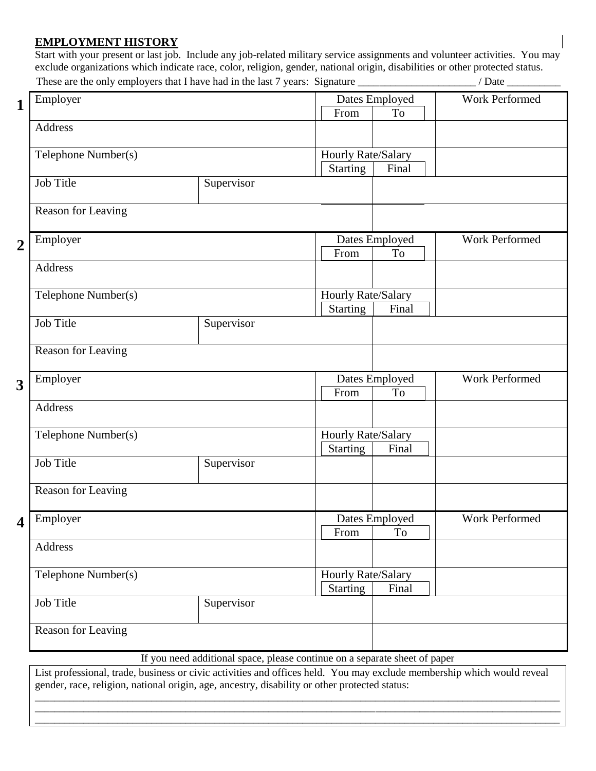## EMPLOYMENT HISTORY

Start with your present or last job. Include any job-related military service assignments and volunteer activities. You may exclude organizations which indicate race, color, religion, gender, national origin, disabilities or other protected status.

These are the only employers that I have had in the last 7 years: Signature ______________________ / Date __________

**1**

| Employer | | Dates Employed | | Work Performed |
|---|---|---|---|---|
| | | From | To | |
| Address | | | | |
| Telephone Number(s) | | Hourly Rate/Salary | | |
| | | Starting | Final | |
| Job Title | Supervisor | | | |
| Reason for Leaving | | | | |

**2**

| Employer | | Dates Employed | | Work Performed |
|---|---|---|---|---|
| | | From | To | |
| Address | | | | |
| Telephone Number(s) | | Hourly Rate/Salary | | |
| | | Starting | Final | |
| Job Title | Supervisor | | | |
| Reason for Leaving | | | | |

**3**

| Employer | | Dates Employed | | Work Performed |
|---|---|---|---|---|
| | | From | To | |
| Address | | | | |
| Telephone Number(s) | | Hourly Rate/Salary | | |
| | | Starting | Final | |
| Job Title | Supervisor | | | |
| Reason for Leaving | | | | |

**4**

| Employer | | Dates Employed | | Work Performed |
|---|---|---|---|---|
| | | From | To | |
| Address | | | | |
| Telephone Number(s) | | Hourly Rate/Salary | | |
| | | Starting | Final | |
| Job Title | Supervisor | | | |
| Reason for Leaving | | | | |

If you need additional space, please continue on a separate sheet of paper

List professional, trade, business or civic activities and offices held. You may exclude membership which would reveal gender, race, religion, national origin, age, ancestry, disability or other protected status:

_______________________________________________________________________________________________

_______________________________________________________________________________________________

_______________________________________________________________________________________________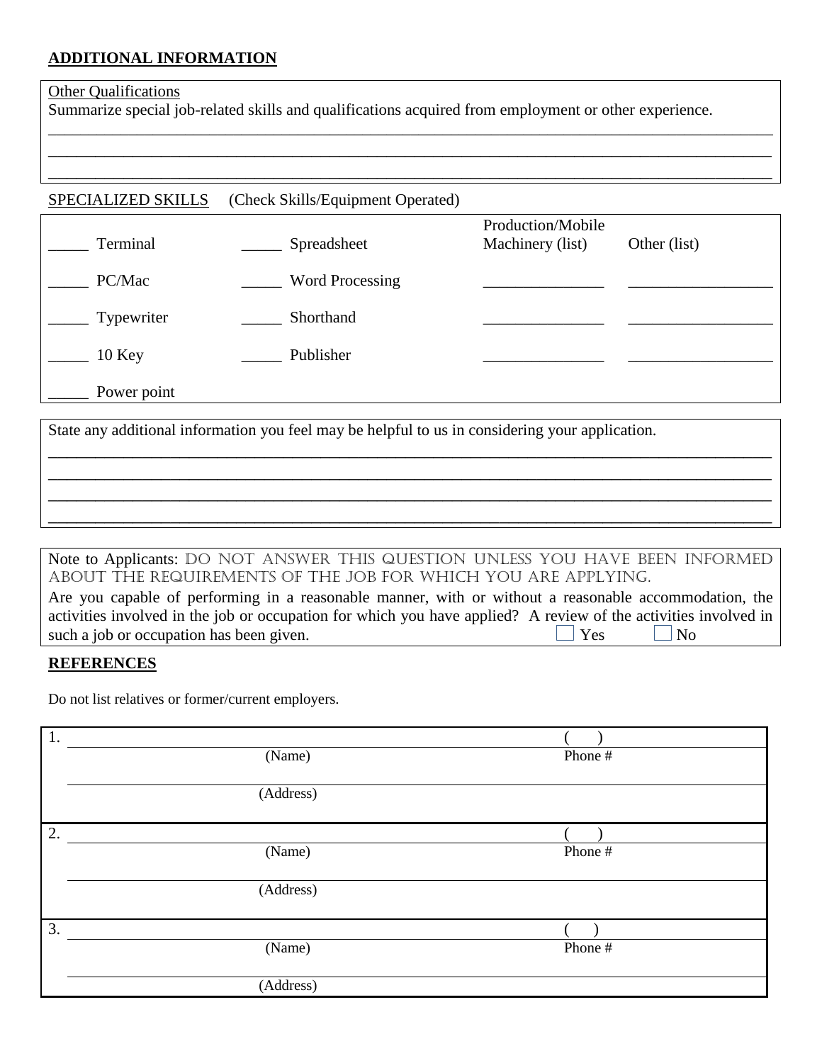## ADDITIONAL INFORMATION

Other Qualifications

Summarize special job-related skills and qualifications acquired from employment or other experience.

_______________________________________________________________________________________

_______________________________________________________________________________________

_______________________________________________________________________________________

SPECIALIZED SKILLS (Check Skills/Equipment Operated)

| | | Production/Mobile Machinery (list) | Other (list) |
|---|---|---|---|
| _____ Terminal | _____ Spreadsheet | | |
| _____ PC/Mac | _____ Word Processing | _______________ | _________________ |
| _____ Typewriter | _____ Shorthand | _______________ | _________________ |
| _____ 10 Key | _____ Publisher | _______________ | _________________ |
| _____ Power point | | | |

State any additional information you feel may be helpful to us in considering your application.

_______________________________________________________________________________________

_______________________________________________________________________________________

_______________________________________________________________________________________

_______________________________________________________________________________________

Note to Applicants: DO NOT ANSWER THIS QUESTION UNLESS YOU HAVE BEEN INFORMED ABOUT THE REQUIREMENTS OF THE JOB FOR WHICH YOU ARE APPLYING.

Are you capable of performing in a reasonable manner, with or without a reasonable accommodation, the activities involved in the job or occupation for which you have applied? A review of the activities involved in such a job or occupation has been given. ☐ Yes ☐ No

## REFERENCES

Do not list relatives or former/current employers.

1. ______________________________________________ ( )
   (Name) Phone #

   ______________________________________________
   (Address)

2. ______________________________________________ ( )
   (Name) Phone #

   ______________________________________________
   (Address)

3. ______________________________________________ ( )
   (Name) Phone #

   ______________________________________________
   (Address)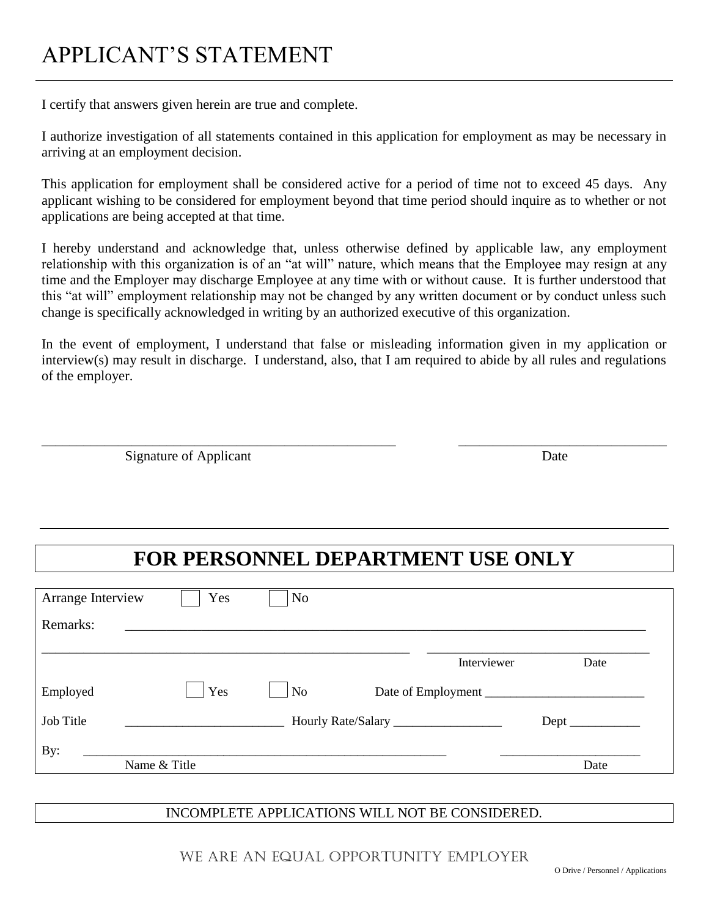# APPLICANT'S STATEMENT

I certify that answers given herein are true and complete.

I authorize investigation of all statements contained in this application for employment as may be necessary in arriving at an employment decision.

This application for employment shall be considered active for a period of time not to exceed 45 days. Any applicant wishing to be considered for employment beyond that time period should inquire as to whether or not applications are being accepted at that time.

I hereby understand and acknowledge that, unless otherwise defined by applicable law, any employment relationship with this organization is of an "at will" nature, which means that the Employee may resign at any time and the Employer may discharge Employee at any time with or without cause. It is further understood that this "at will" employment relationship may not be changed by any written document or by conduct unless such change is specifically acknowledged in writing by an authorized executive of this organization.

In the event of employment, I understand that false or misleading information given in my application or interview(s) may result in discharge. I understand, also, that I am required to abide by all rules and regulations of the employer.

_______________________________________________ &nbsp;&nbsp;&nbsp;&nbsp; ___________________________

Signature of Applicant &nbsp;&nbsp;&nbsp;&nbsp;&nbsp;&nbsp;&nbsp;&nbsp;&nbsp;&nbsp;&nbsp;&nbsp;&nbsp;&nbsp;&nbsp;&nbsp;&nbsp;&nbsp;&nbsp;&nbsp;&nbsp;&nbsp;&nbsp;&nbsp;&nbsp;&nbsp;&nbsp;&nbsp;&nbsp;&nbsp; Date

---

## FOR PERSONNEL DEPARTMENT USE ONLY

Arrange Interview ☐ Yes ☐ No

Remarks: ______________________________________________________________________

_______________________________________________ &nbsp;&nbsp; ______________________________

Interviewer &nbsp;&nbsp;&nbsp;&nbsp;&nbsp;&nbsp;&nbsp;&nbsp;&nbsp;&nbsp; Date

Employed ☐ Yes ☐ No &nbsp;&nbsp;&nbsp; Date of Employment _______________________

Job Title _______________________ &nbsp; Hourly Rate/Salary ________________ &nbsp; Dept __________

By: ______________________________________________________ &nbsp;&nbsp; ____________________

Name & Title &nbsp;&nbsp;&nbsp;&nbsp;&nbsp;&nbsp;&nbsp;&nbsp;&nbsp;&nbsp;&nbsp;&nbsp;&nbsp;&nbsp;&nbsp;&nbsp;&nbsp;&nbsp;&nbsp;&nbsp;&nbsp;&nbsp;&nbsp;&nbsp;&nbsp;&nbsp;&nbsp;&nbsp;&nbsp;&nbsp;&nbsp;&nbsp;&nbsp;&nbsp; Date

---

INCOMPLETE APPLICATIONS WILL NOT BE CONSIDERED.

WE ARE AN EQUAL OPPORTUNITY EMPLOYER

O Drive / Personnel / Applications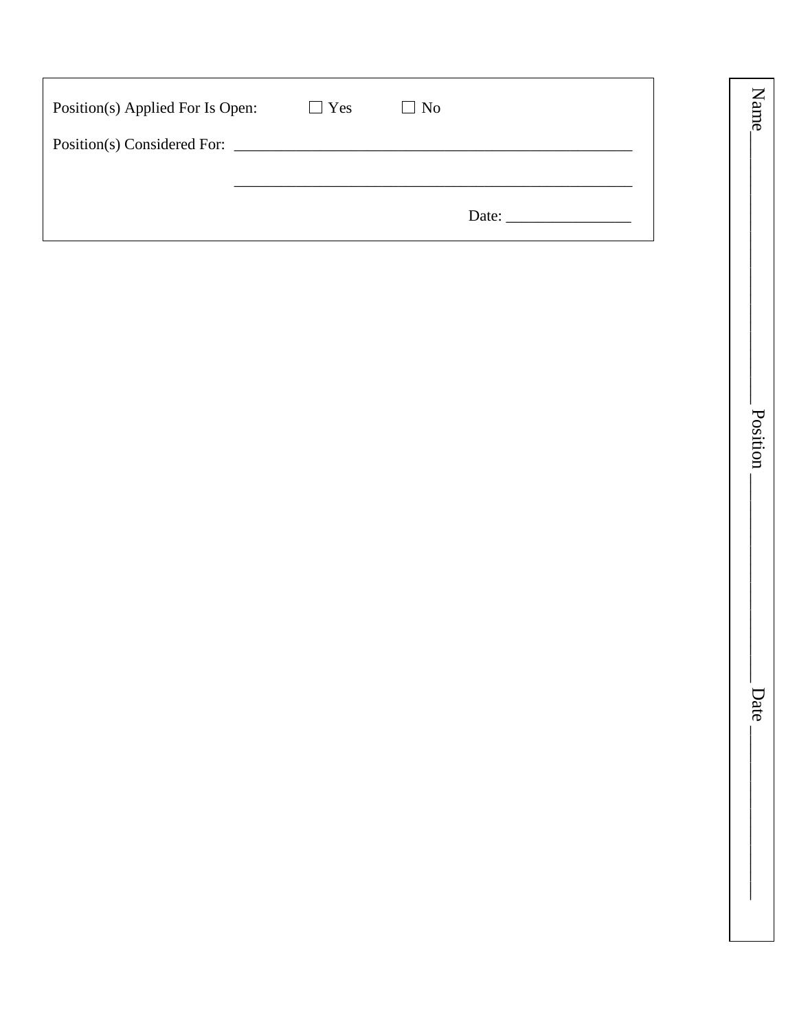Position(s) Applied For Is Open: ☐ Yes ☐ No

Position(s) Considered For: ______________________________________________________

______________________________________________________

Date: ________________

Name______________________________ Position ______________________________ Date ______________________